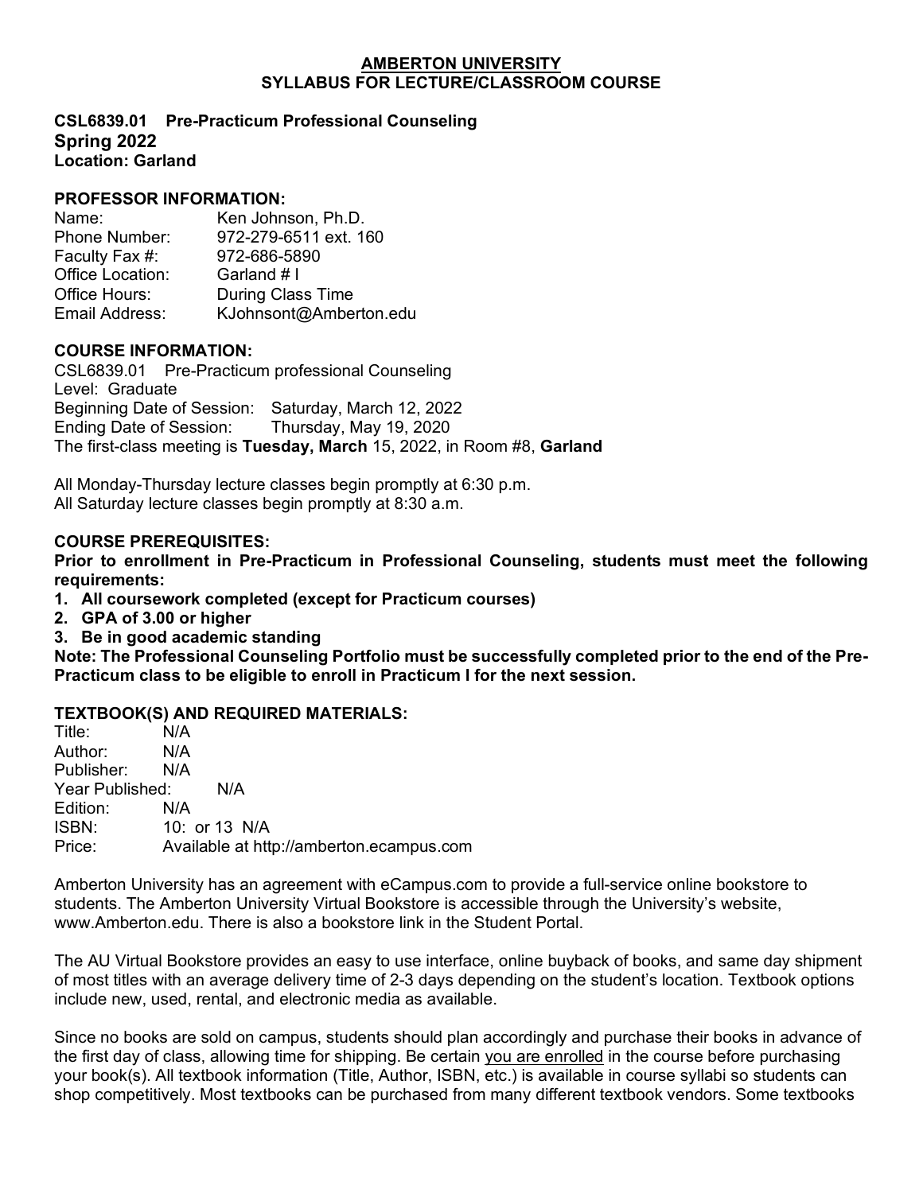**AMBERTON UNIVERSITY**
**SYLLABUS FOR LECTURE/CLASSROOM COURSE**

**CSL6839.01 Pre-Practicum Professional Counseling**
**Spring 2022**
**Location: Garland**

## PROFESSOR INFORMATION:

| | |
|---|---|
| Name: | Ken Johnson, Ph.D. |
| Phone Number: | 972-279-6511 ext. 160 |
| Faculty Fax #: | 972-686-5890 |
| Office Location: | Garland # I |
| Office Hours: | During Class Time |
| Email Address: | KJohnsont@Amberton.edu |

## COURSE INFORMATION:

CSL6839.01 Pre-Practicum professional Counseling
Level: Graduate
Beginning Date of Session: Saturday, March 12, 2022
Ending Date of Session: Thursday, May 19, 2020
The first-class meeting is **Tuesday, March** 15, 2022, in Room #8, **Garland**

All Monday-Thursday lecture classes begin promptly at 6:30 p.m.
All Saturday lecture classes begin promptly at 8:30 a.m.

## COURSE PREREQUISITES:

**Prior to enrollment in Pre-Practicum in Professional Counseling, students must meet the following requirements:**

1. **All coursework completed (except for Practicum courses)**
2. **GPA of 3.00 or higher**
3. **Be in good academic standing**

**Note: The Professional Counseling Portfolio must be successfully completed prior to the end of the Pre-Practicum class to be eligible to enroll in Practicum I for the next session.**

## TEXTBOOK(S) AND REQUIRED MATERIALS:

| | |
|---|---|
| Title: | N/A |
| Author: | N/A |
| Publisher: | N/A |
| Year Published: | N/A |
| Edition: | N/A |
| ISBN: | 10: or 13 N/A |
| Price: | Available at http://amberton.ecampus.com |

Amberton University has an agreement with eCampus.com to provide a full-service online bookstore to students. The Amberton University Virtual Bookstore is accessible through the University's website, www.Amberton.edu. There is also a bookstore link in the Student Portal.

The AU Virtual Bookstore provides an easy to use interface, online buyback of books, and same day shipment of most titles with an average delivery time of 2-3 days depending on the student's location. Textbook options include new, used, rental, and electronic media as available.

Since no books are sold on campus, students should plan accordingly and purchase their books in advance of the first day of class, allowing time for shipping. Be certain you are enrolled in the course before purchasing your book(s). All textbook information (Title, Author, ISBN, etc.) is available in course syllabi so students can shop competitively. Most textbooks can be purchased from many different textbook vendors. Some textbooks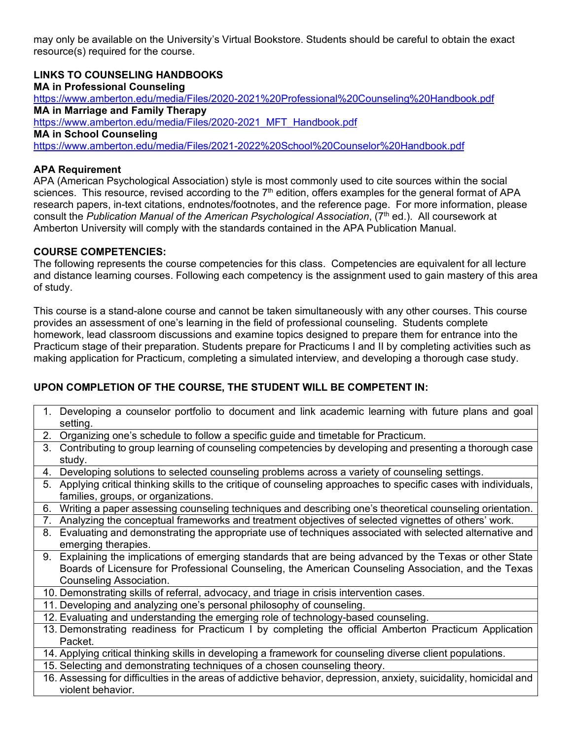may only be available on the University's Virtual Bookstore. Students should be careful to obtain the exact resource(s) required for the course.

**LINKS TO COUNSELING HANDBOOKS**

**MA in Professional Counseling**

https://www.amberton.edu/media/Files/2020-2021%20Professional%20Counseling%20Handbook.pdf

**MA in Marriage and Family Therapy**

https://www.amberton.edu/media/Files/2020-2021_MFT_Handbook.pdf

**MA in School Counseling**

https://www.amberton.edu/media/Files/2021-2022%20School%20Counselor%20Handbook.pdf

**APA Requirement**

APA (American Psychological Association) style is most commonly used to cite sources within the social sciences. This resource, revised according to the 7th edition, offers examples for the general format of APA research papers, in-text citations, endnotes/footnotes, and the reference page. For more information, please consult the *Publication Manual of the American Psychological Association*, (7th ed.). All coursework at Amberton University will comply with the standards contained in the APA Publication Manual.

**COURSE COMPETENCIES:**

The following represents the course competencies for this class. Competencies are equivalent for all lecture and distance learning courses. Following each competency is the assignment used to gain mastery of this area of study.

This course is a stand-alone course and cannot be taken simultaneously with any other courses. This course provides an assessment of one's learning in the field of professional counseling. Students complete homework, lead classroom discussions and examine topics designed to prepare them for entrance into the Practicum stage of their preparation. Students prepare for Practicums I and II by completing activities such as making application for Practicum, completing a simulated interview, and developing a thorough case study.

**UPON COMPLETION OF THE COURSE, THE STUDENT WILL BE COMPETENT IN:**

| |
|---|
| 1. Developing a counselor portfolio to document and link academic learning with future plans and goal setting. |
| 2. Organizing one's schedule to follow a specific guide and timetable for Practicum. |
| 3. Contributing to group learning of counseling competencies by developing and presenting a thorough case study. |
| 4. Developing solutions to selected counseling problems across a variety of counseling settings. |
| 5. Applying critical thinking skills to the critique of counseling approaches to specific cases with individuals, families, groups, or organizations. |
| 6. Writing a paper assessing counseling techniques and describing one's theoretical counseling orientation. |
| 7. Analyzing the conceptual frameworks and treatment objectives of selected vignettes of others' work. |
| 8. Evaluating and demonstrating the appropriate use of techniques associated with selected alternative and emerging therapies. |
| 9. Explaining the implications of emerging standards that are being advanced by the Texas or other State Boards of Licensure for Professional Counseling, the American Counseling Association, and the Texas Counseling Association. |
| 10. Demonstrating skills of referral, advocacy, and triage in crisis intervention cases. |
| 11. Developing and analyzing one's personal philosophy of counseling. |
| 12. Evaluating and understanding the emerging role of technology-based counseling. |
| 13. Demonstrating readiness for Practicum I by completing the official Amberton Practicum Application Packet. |
| 14. Applying critical thinking skills in developing a framework for counseling diverse client populations. |
| 15. Selecting and demonstrating techniques of a chosen counseling theory. |
| 16. Assessing for difficulties in the areas of addictive behavior, depression, anxiety, suicidality, homicidal and violent behavior. |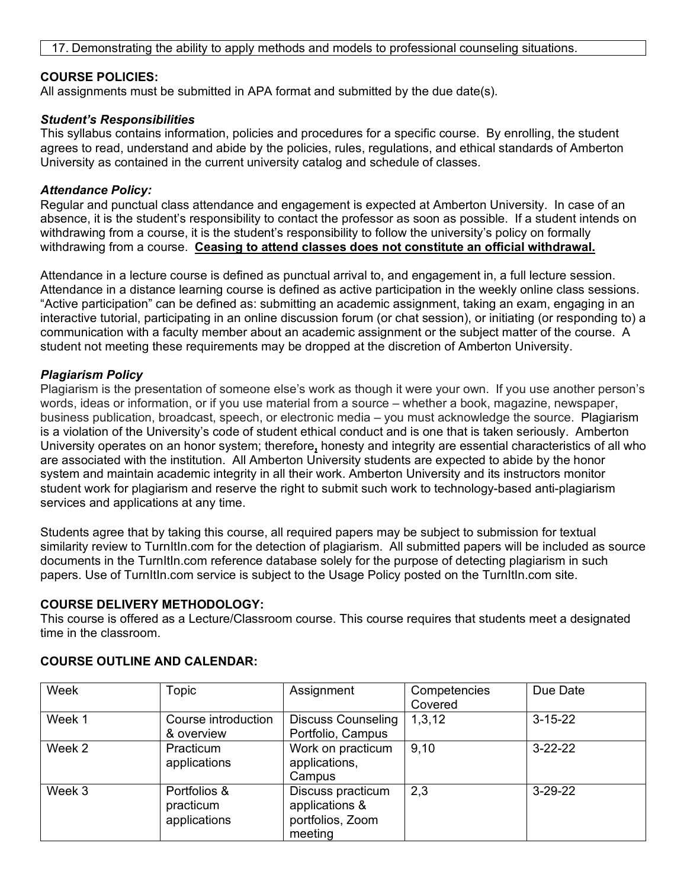| 17. Demonstrating the ability to apply methods and models to professional counseling situations. |
|---|

**COURSE POLICIES:**
All assignments must be submitted in APA format and submitted by the due date(s).

***Student's Responsibilities***
This syllabus contains information, policies and procedures for a specific course. By enrolling, the student agrees to read, understand and abide by the policies, rules, regulations, and ethical standards of Amberton University as contained in the current university catalog and schedule of classes.

***Attendance Policy:***
Regular and punctual class attendance and engagement is expected at Amberton University. In case of an absence, it is the student's responsibility to contact the professor as soon as possible. If a student intends on withdrawing from a course, it is the student's responsibility to follow the university's policy on formally withdrawing from a course. **Ceasing to attend classes does not constitute an official withdrawal.**

Attendance in a lecture course is defined as punctual arrival to, and engagement in, a full lecture session. Attendance in a distance learning course is defined as active participation in the weekly online class sessions. "Active participation" can be defined as: submitting an academic assignment, taking an exam, engaging in an interactive tutorial, participating in an online discussion forum (or chat session), or initiating (or responding to) a communication with a faculty member about an academic assignment or the subject matter of the course. A student not meeting these requirements may be dropped at the discretion of Amberton University.

***Plagiarism Policy***
Plagiarism is the presentation of someone else's work as though it were your own. If you use another person's words, ideas or information, or if you use material from a source – whether a book, magazine, newspaper, business publication, broadcast, speech, or electronic media – you must acknowledge the source. Plagiarism is a violation of the University's code of student ethical conduct and is one that is taken seriously. Amberton University operates on an honor system; therefore, honesty and integrity are essential characteristics of all who are associated with the institution. All Amberton University students are expected to abide by the honor system and maintain academic integrity in all their work. Amberton University and its instructors monitor student work for plagiarism and reserve the right to submit such work to technology-based anti-plagiarism services and applications at any time.

Students agree that by taking this course, all required papers may be subject to submission for textual similarity review to TurnItIn.com for the detection of plagiarism. All submitted papers will be included as source documents in the TurnItIn.com reference database solely for the purpose of detecting plagiarism in such papers. Use of TurnItIn.com service is subject to the Usage Policy posted on the TurnItIn.com site.

**COURSE DELIVERY METHODOLOGY:**
This course is offered as a Lecture/Classroom course. This course requires that students meet a designated time in the classroom.

**COURSE OUTLINE AND CALENDAR:**

| Week | Topic | Assignment | Competencies Covered | Due Date |
|---|---|---|---|---|
| Week 1 | Course introduction & overview | Discuss Counseling Portfolio, Campus | 1,3,12 | 3-15-22 |
| Week 2 | Practicum applications | Work on practicum applications, Campus | 9,10 | 3-22-22 |
| Week 3 | Portfolios & practicum applications | Discuss practicum applications & portfolios, Zoom meeting | 2,3 | 3-29-22 |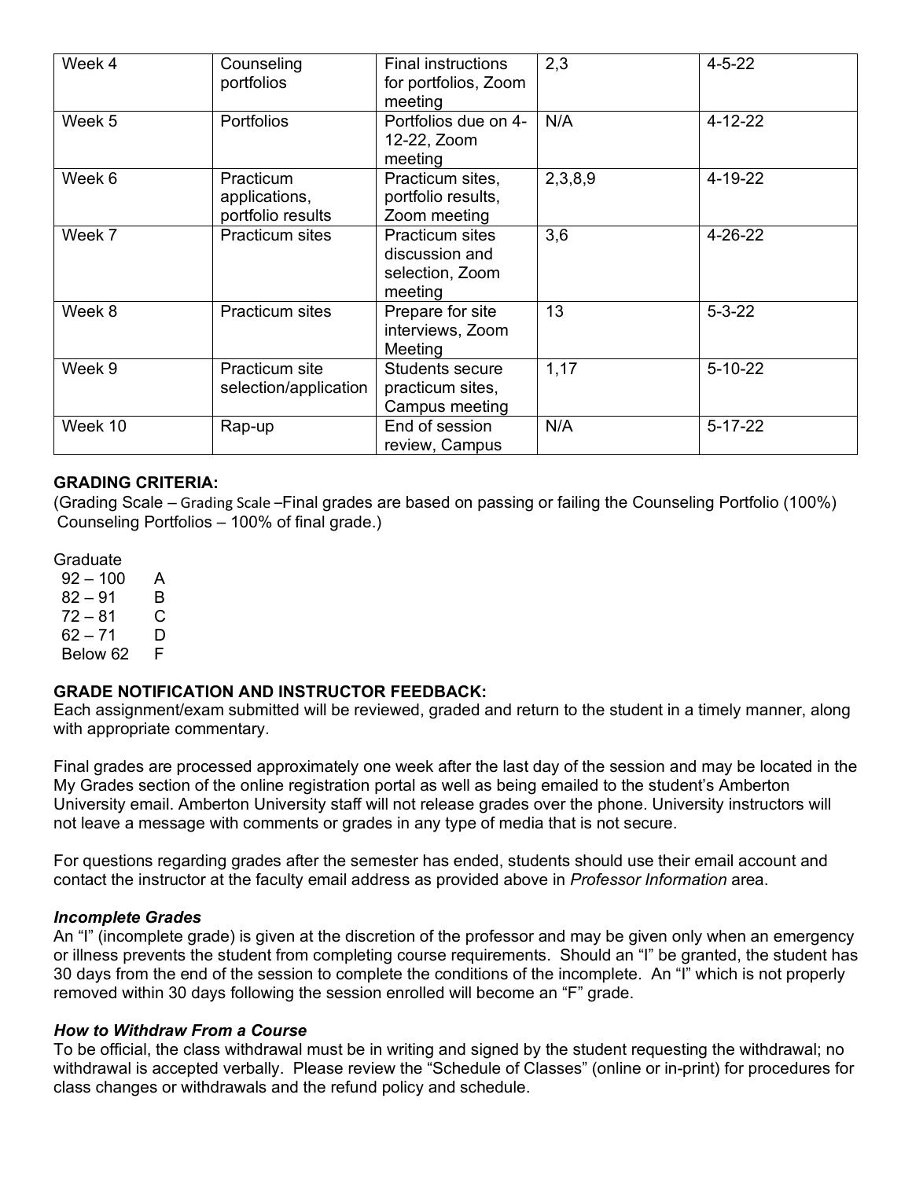| Week 4 | Counseling portfolios | Final instructions for portfolios, Zoom meeting | 2,3 | 4-5-22 |
|---|---|---|---|---|
| Week 5 | Portfolios | Portfolios due on 4-12-22, Zoom meeting | N/A | 4-12-22 |
| Week 6 | Practicum applications, portfolio results | Practicum sites, portfolio results, Zoom meeting | 2,3,8,9 | 4-19-22 |
| Week 7 | Practicum sites | Practicum sites discussion and selection, Zoom meeting | 3,6 | 4-26-22 |
| Week 8 | Practicum sites | Prepare for site interviews, Zoom Meeting | 13 | 5-3-22 |
| Week 9 | Practicum site selection/application | Students secure practicum sites, Campus meeting | 1,17 | 5-10-22 |
| Week 10 | Rap-up | End of session review, Campus | N/A | 5-17-22 |

**GRADING CRITERIA:**

(Grading Scale – Grading Scale –Final grades are based on passing or failing the Counseling Portfolio (100%) Counseling Portfolios – 100% of final grade.)

Graduate

| | |
|---|---|
| 92 – 100 | A |
| 82 – 91 | B |
| 72 – 81 | C |
| 62 – 71 | D |
| Below 62 | F |

**GRADE NOTIFICATION AND INSTRUCTOR FEEDBACK:**

Each assignment/exam submitted will be reviewed, graded and return to the student in a timely manner, along with appropriate commentary.

Final grades are processed approximately one week after the last day of the session and may be located in the My Grades section of the online registration portal as well as being emailed to the student's Amberton University email. Amberton University staff will not release grades over the phone. University instructors will not leave a message with comments or grades in any type of media that is not secure.

For questions regarding grades after the semester has ended, students should use their email account and contact the instructor at the faculty email address as provided above in *Professor Information* area.

***Incomplete Grades***

An "I" (incomplete grade) is given at the discretion of the professor and may be given only when an emergency or illness prevents the student from completing course requirements. Should an "I" be granted, the student has 30 days from the end of the session to complete the conditions of the incomplete. An "I" which is not properly removed within 30 days following the session enrolled will become an "F" grade.

***How to Withdraw From a Course***

To be official, the class withdrawal must be in writing and signed by the student requesting the withdrawal; no withdrawal is accepted verbally. Please review the "Schedule of Classes" (online or in-print) for procedures for class changes or withdrawals and the refund policy and schedule.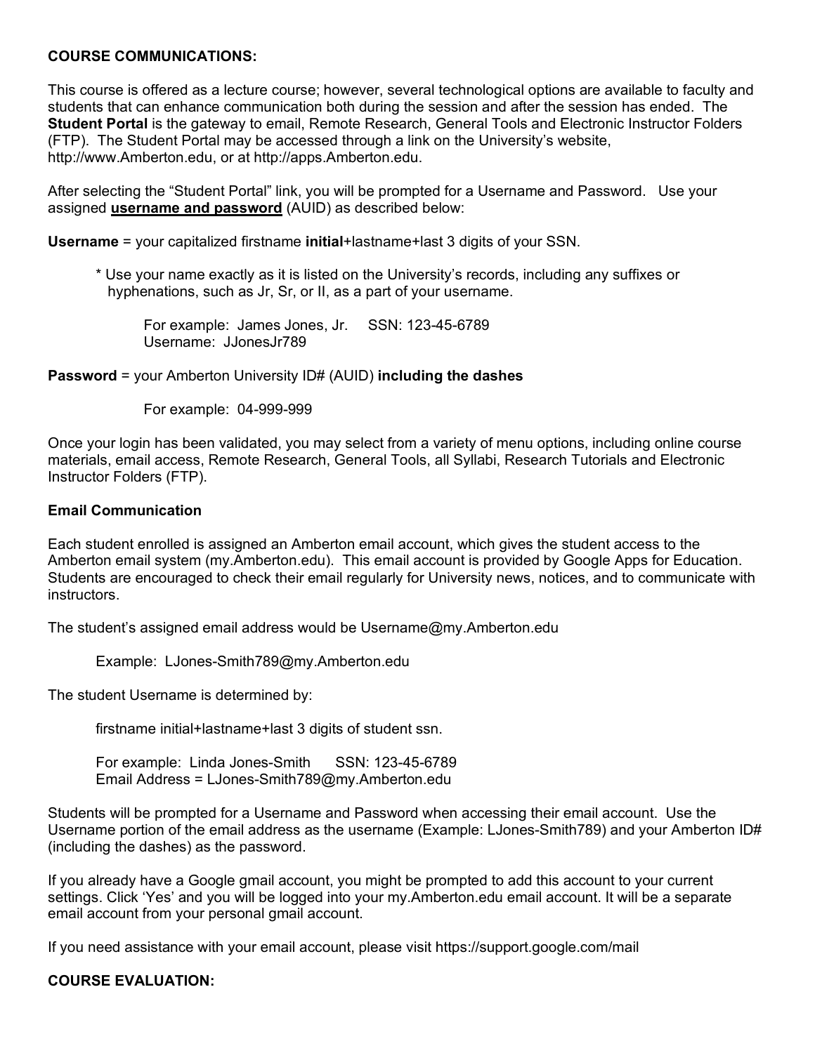## COURSE COMMUNICATIONS:

This course is offered as a lecture course; however, several technological options are available to faculty and students that can enhance communication both during the session and after the session has ended. The **Student Portal** is the gateway to email, Remote Research, General Tools and Electronic Instructor Folders (FTP). The Student Portal may be accessed through a link on the University's website, http://www.Amberton.edu, or at http://apps.Amberton.edu.

After selecting the "Student Portal" link, you will be prompted for a Username and Password. Use your assigned **username and password** (AUID) as described below:

**Username** = your capitalized firstname **initial**+lastname+last 3 digits of your SSN.

> * Use your name exactly as it is listed on the University's records, including any suffixes or hyphenations, such as Jr, Sr, or II, as a part of your username.
>
> For example: James Jones, Jr. SSN: 123-45-6789
> Username: JJonesJr789

**Password** = your Amberton University ID# (AUID) **including the dashes**

> For example: 04-999-999

Once your login has been validated, you may select from a variety of menu options, including online course materials, email access, Remote Research, General Tools, all Syllabi, Research Tutorials and Electronic Instructor Folders (FTP).

### Email Communication

Each student enrolled is assigned an Amberton email account, which gives the student access to the Amberton email system (my.Amberton.edu). This email account is provided by Google Apps for Education. Students are encouraged to check their email regularly for University news, notices, and to communicate with instructors.

The student's assigned email address would be Username@my.Amberton.edu

> Example: LJones-Smith789@my.Amberton.edu

The student Username is determined by:

> firstname initial+lastname+last 3 digits of student ssn.
>
> For example: Linda Jones-Smith SSN: 123-45-6789
> Email Address = LJones-Smith789@my.Amberton.edu

Students will be prompted for a Username and Password when accessing their email account. Use the Username portion of the email address as the username (Example: LJones-Smith789) and your Amberton ID# (including the dashes) as the password.

If you already have a Google gmail account, you might be prompted to add this account to your current settings. Click 'Yes' and you will be logged into your my.Amberton.edu email account. It will be a separate email account from your personal gmail account.

If you need assistance with your email account, please visit https://support.google.com/mail

## COURSE EVALUATION: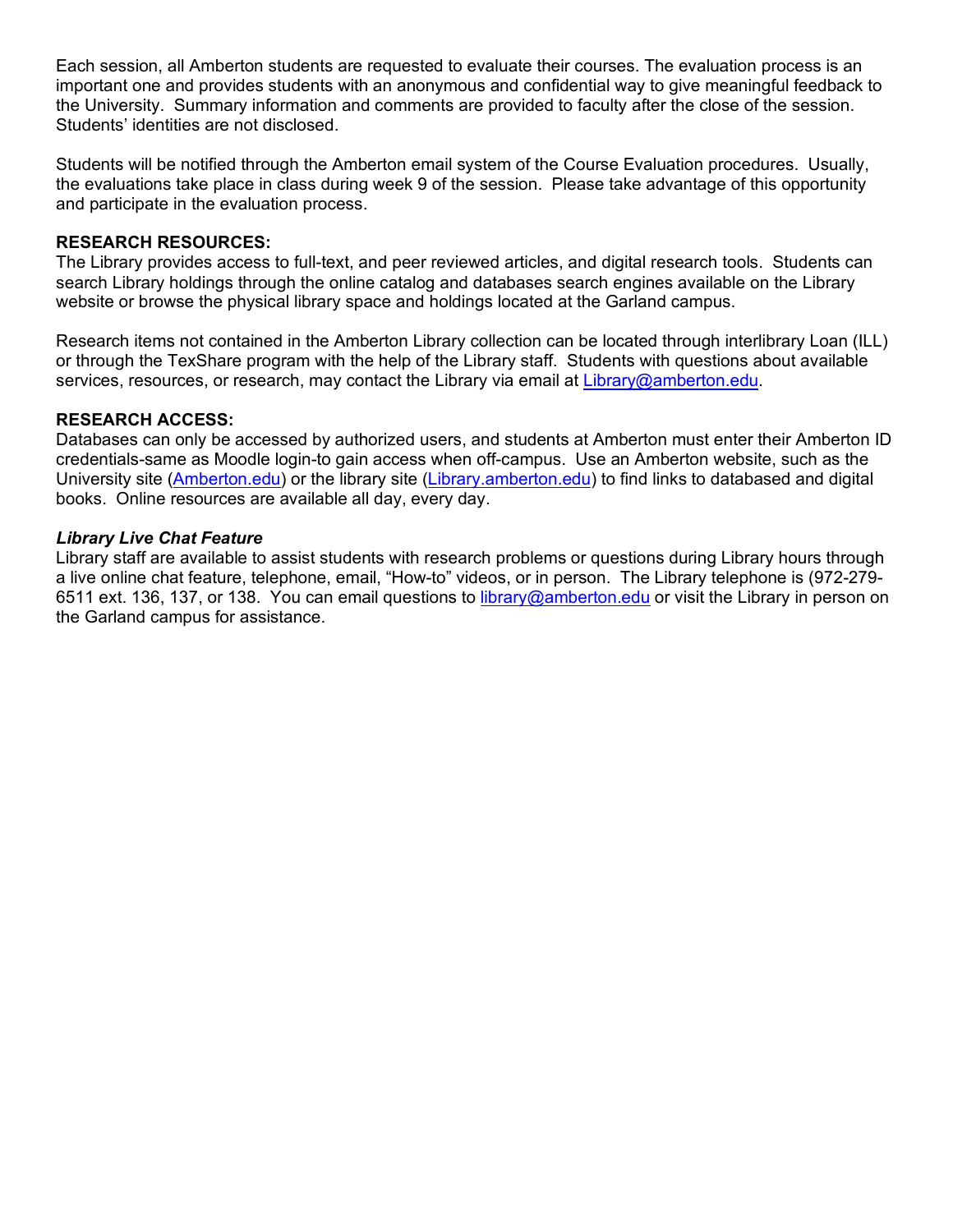Each session, all Amberton students are requested to evaluate their courses. The evaluation process is an important one and provides students with an anonymous and confidential way to give meaningful feedback to the University. Summary information and comments are provided to faculty after the close of the session. Students' identities are not disclosed.

Students will be notified through the Amberton email system of the Course Evaluation procedures. Usually, the evaluations take place in class during week 9 of the session. Please take advantage of this opportunity and participate in the evaluation process.

**RESEARCH RESOURCES:**

The Library provides access to full-text, and peer reviewed articles, and digital research tools. Students can search Library holdings through the online catalog and databases search engines available on the Library website or browse the physical library space and holdings located at the Garland campus.

Research items not contained in the Amberton Library collection can be located through interlibrary Loan (ILL) or through the TexShare program with the help of the Library staff. Students with questions about available services, resources, or research, may contact the Library via email at Library@amberton.edu.

**RESEARCH ACCESS:**

Databases can only be accessed by authorized users, and students at Amberton must enter their Amberton ID credentials-same as Moodle login-to gain access when off-campus. Use an Amberton website, such as the University site (Amberton.edu) or the library site (Library.amberton.edu) to find links to databased and digital books. Online resources are available all day, every day.

***Library Live Chat Feature***

Library staff are available to assist students with research problems or questions during Library hours through a live online chat feature, telephone, email, "How-to" videos, or in person. The Library telephone is (972-279-6511 ext. 136, 137, or 138. You can email questions to library@amberton.edu or visit the Library in person on the Garland campus for assistance.